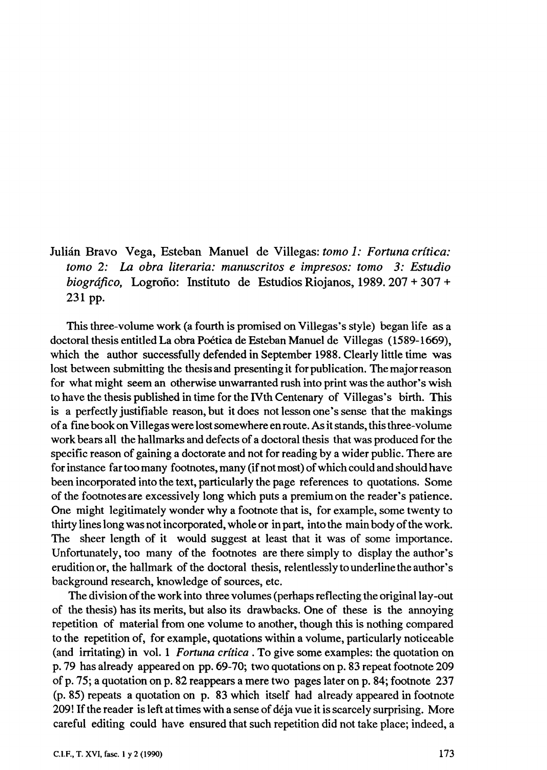Julián Bravo Vega, Esteban Manuel de Villegas: *tomo 1: Fortuna crítica: tomo 2: La obra literaria: manuscritos e impresos: tomo 3: Estudio biográfico,* Logroño: Instituto de Estudios Riojanos, 1989. 207 + 307 + 231 pp.

This three-volume work (a fourth is promised on Villegas's style) began life as a doctoral thesis entitled La obra Poética de Esteban Manuel de Villegas (1589-1669), which the author successfully defended in September 1988. Clearly little time was lost between submitting the thesis and presenting it for publication. The major reason for what might seem an otherwise unwarranted rush into print was the author's wish to have the thesis published in time for the IVth Centenary of Villegas's birth. This is a perfectly justifiable reason, but it does not lesson one's sense that the makings of a fine book on Villegas were lost somewhere en route. As it stands, this three-volume work bears all the hallmarks and defects of a doctoral thesis that was produced for the specific reason of gaining a doctorate and not for reading by a wider public. There are for instance far too many footnotes, many (if not most) of which could and should have been incorporated into the text, particularly the page references to quotations. Some of the footnotes are excessively long which puts a premium on the reader's patience. One might legitimately wonder why a footnote that is, for example, some twenty to thirty lines long was not incorporated, whole or in part, into the main body of the work. The sheer length of it would suggest at least that it was of some importance. Unfortunately, too many of the footnotes are there simply to display the author's erudition or, the hallmark of the doctoral thesis, relentlessly to underline the author's background research, knowledge of sources, etc.

The division of the work into three volumes (perhaps reflecting the original lay-out of the thesis) has its merits, but also its drawbacks. One of these is the annoying repetition of material from one volume to another, though this is nothing compared to the repetition of, for example, quotations within a volume, particularly noticeable (and irritating) in vol. 1 *Fortuna crítica*. To give some examples: the quotation on p. 79 has already appeared on pp. 69-70; two quotations on p. 83 repeat footnote 209 of p. 75; a quotation on p. 82 reappears a mere two pages later on p. 84; footnote 237 (p. 85) repeats a quotation on p. 83 which itself had already appeared in footnote 209! If the reader is left at times with a sense of déja vue it is scarcely surprising. More careful editing could have ensured that such repetition did not take place; indeed, a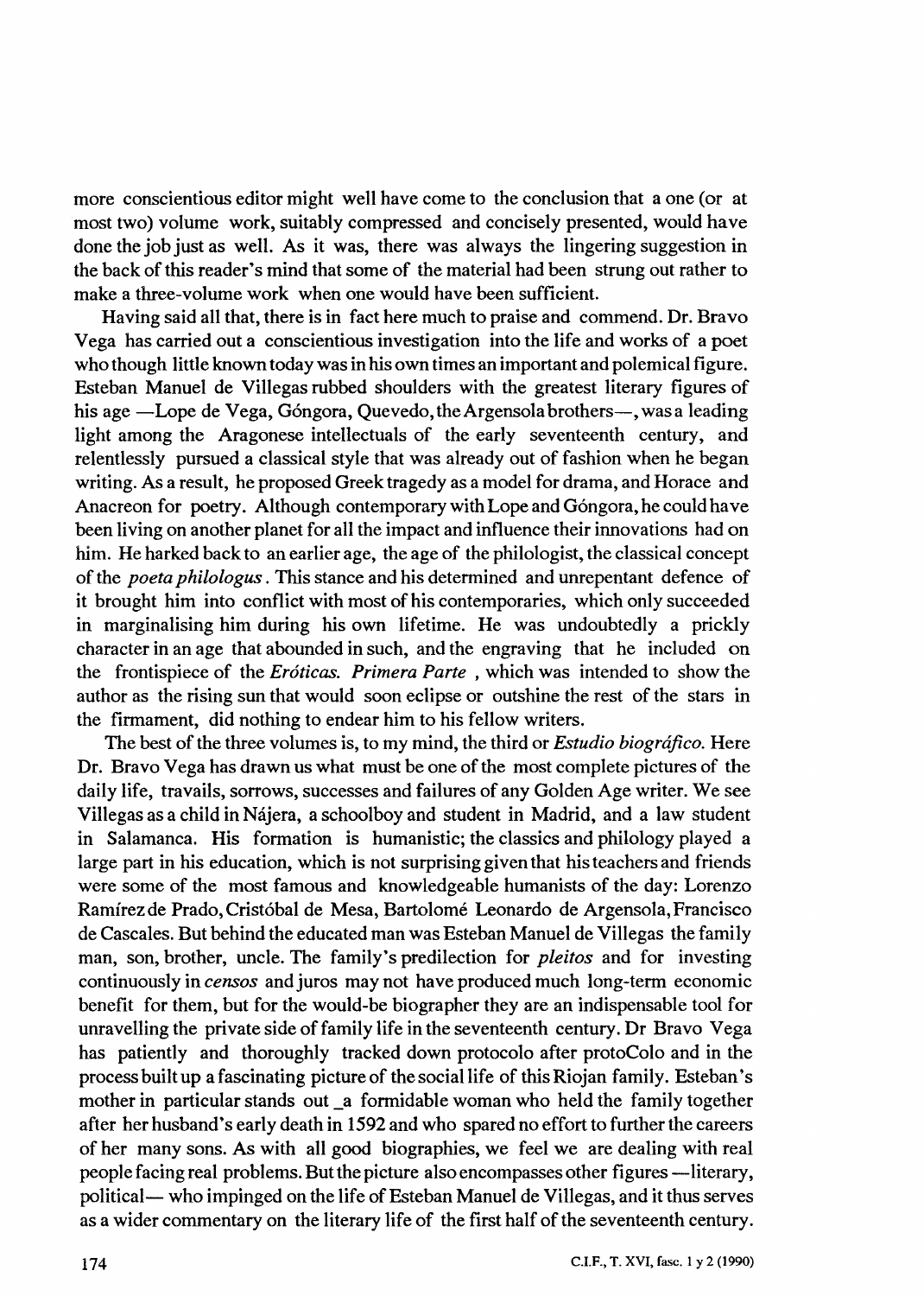more conscientious editor might well have come to the conclusion that a one (or at most two) volume work, suitably compressed and concisely presented, would have done the job just as well. As it was, there was always the lingering suggestion in the back of this reader's mind that some of the material had been strung out rather to make a three-volume work when one would have been sufficient.

Having said all that, there is in fact here much to praise and commend. Dr. Bravo Vega has carried out a conscientious investigation into the life and works of a poet who though little known today was in his own times an important and polemical figure. Esteban Manuel de Villegas rubbed shoulders with the greatest literary figures of his age —Lope de Vega, Góngora, Quevedo, the Argensola brothers—, was a leading light among the Aragonese intellectuals of the early seventeenth century, and relentlessly pursued a classical style that was already out of fashion when he began writing. As a result, he proposed Greek tragedy as a model for drama, and Horace and Anacreon for poetry. Although contemporary with Lope and Góngora, he could have been living on another planet for all the impact and influence their innovations had on him. He harked back to an earlier age, the age of the philologist, the classical concept of the *poeta philologus*. This stance and his determined and unrepentant defence of it brought him into conflict with most of his contemporaries, which only succeeded in marginalising him during his own lifetime. He was undoubtedly a prickly character in an age that abounded in such, and the engraving that he included on the frontispiece of the *Eróticas. Primera Parte* , which was intended to show the author as the rising sun that would soon eclipse or outshine the rest of the stars in the firmament, did nothing to endear him to his fellow writers.

The best of the three volumes is, to my mind, the third or *Estudio biográfico.* Here Dr. Bravo Vega has drawn us what must be one of the most complete pictures of the daily life, travails, sorrows, successes and failures of any Golden Age writer. We see Villegas as a child in Nájera, a schoolboy and student in Madrid, and a law student in Salamanca. His formation is humanistic; the classics and philology played a large part in his education, which is not surprising given that his teachers and friends were some of the most famous and knowledgeable humanists of the day: Lorenzo Ramírez de Prado, Cristóbal de Mesa, Bartolomé Leonardo de Argensola, Francisco de Cascales. But behind the educated man was Esteban Manuel de Villegas the family man, son, brother, uncle. The family's predilection for *pleitos* and for investing continuously in *censos* and juros may not have produced much long-term economic benefit for them, but for the would-be biographer they are an indispensable tool for unravelling the private side of family life in the seventeenth century. Dr Bravo Vega has patiently and thoroughly tracked down protocolo after protoColo and in the process built up a fascinating picture of the social life of this Riojan family. Esteban's mother in particular stands out _a formidable woman who held the family together after her husband's early death in 1592 and who spared no effort to further the careers of her many sons. As with all good biographies, we feel we are dealing with real people facing real problems. But the picture also encompasses other figures —literary, political— who impinged on the life of Esteban Manuel de Villegas, and it thus serves as a wider commentary on the literary life of the first half of the seventeenth century.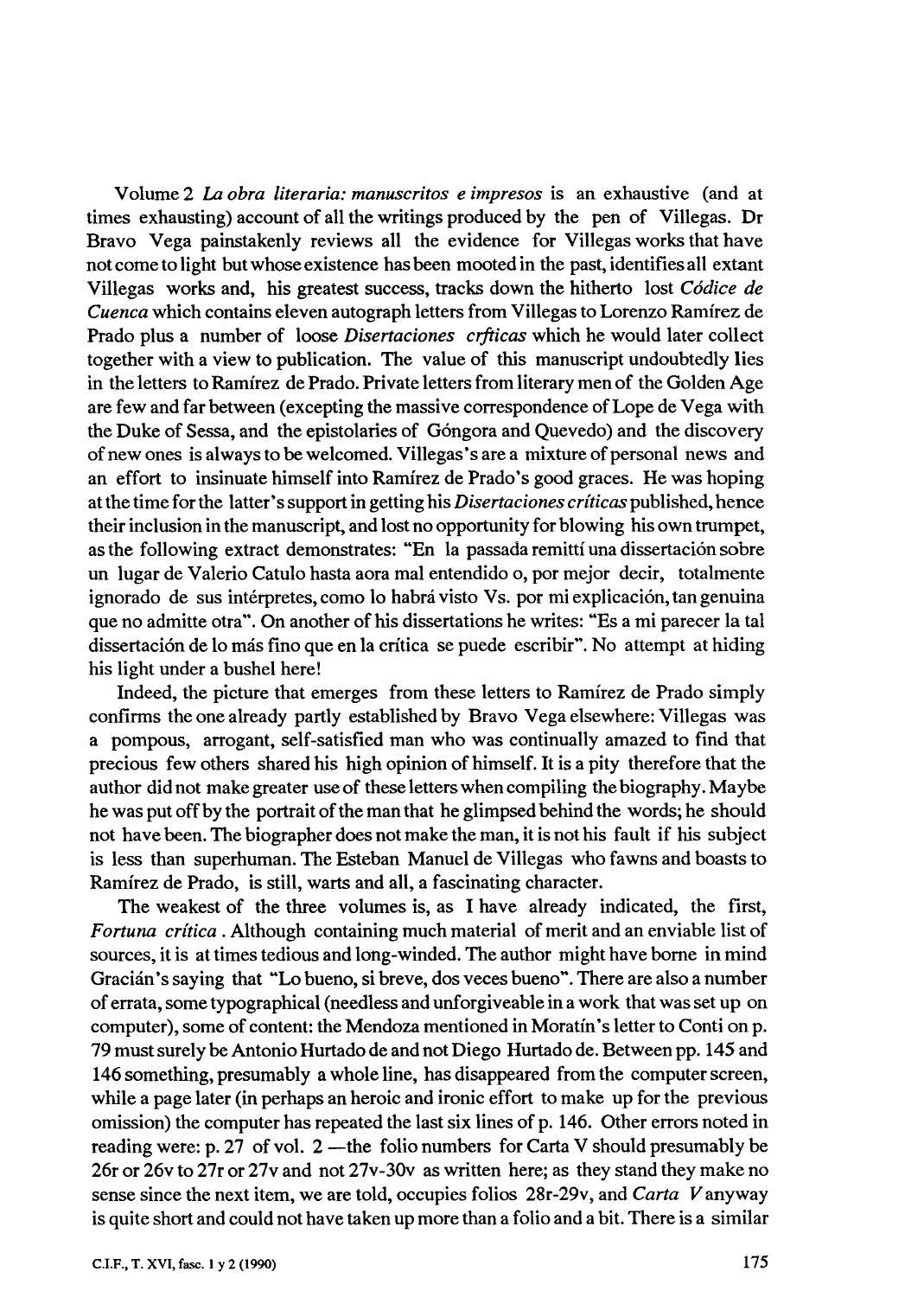Volume 2 *La obra literaria: manuscritos e impresos* is an exhaustive (and at times exhausting) account of all the writings produced by the pen of Villegas. Dr Bravo Vega painstakenly reviews all the evidence for Villegas works that have not come to light but whose existence has been mooted in the past, identifies all extant Villegas works and, his greatest success, tracks down the hitherto lost *Códice de Cuenca* which contains eleven autograph letters from Villegas to Lorenzo Ramírez de Prado plus a number of loose *Disertaciones crfticas* which he would later collect together with a view to publication. The value of this manuscript undoubtedly lies in the letters to Ramírez de Prado. Private letters from literary men of the Golden Age are few and far between (excepting the massive correspondence of Lope de Vega with the Duke of Sessa, and the epistolaries of Góngora and Quevedo) and the discovery of new ones is always to be welcomed. Villegas's are a mixture of personal news and an effort to insinuate himself into Ramírez de Prado's good graces. He was hoping at the time for the latter's support in getting his *Disertaciones críticas* published, hence their inclusion in the manuscript, and lost no opportunity for blowing his own trumpet, as the following extract demonstrates: "En la passada remittí una dissertación sobre un lugar de Valerio Catulo hasta aora mal entendido o, por mejor decir, totalmente ignorado de sus intérpretes, como lo habrá visto Vs. por mi explicación, tan genuina que no admitte otra". On another of his dissertations he writes: "Es a mi parecer la tal dissertación de lo más fino que en la crítica se puede escribir". No attempt at hiding his light under a bushel here!

Indeed, the picture that emerges from these letters to Ramírez de Prado simply confirms the one already partly established by Bravo Vega elsewhere: Villegas was a pompous, arrogant, self-satisfied man who was continually amazed to find that precious few others shared his high opinion of himself. It is a pity therefore that the author did not make greater use of these letters when compiling the biography. Maybe he was put off by the portrait of the man that he glimpsed behind the words; he should not have been. The biographer does not make the man, it is not his fault if his subject is less than superhuman. The Esteban Manuel de Villegas who fawns and boasts to Ramírez de Prado, is still, warts and all, a fascinating character.

The weakest of the three volumes is, as I have already indicated, the first, *Fortuna crítica*. Although containing much material of merit and an enviable list of sources, it is at times tedious and long-winded. The author might have borne in mind Gracián's saying that "Lo bueno, si breve, dos veces bueno". There are also a number of errata, some typographical (needless and unforgiveable in a work that was set up on computer), some of content: the Mendoza mentioned in Moratín's letter to Conti on p. 79 must surely be Antonio Hurtado de and not Diego Hurtado de. Between pp. 145 and 146 something, presumably a whole line, has disappeared from the computer screen, while a page later (in perhaps an heroic and ironic effort to make up for the previous omission) the computer has repeated the last six lines of p. 146. Other errors noted in reading were: p. 27 of vol. 2 —the folio numbers for Carta V should presumably be 26r or 26v to 27r or 27v and not 27v-30v as written here; as they stand they make no sense since the next item, we are told, occupies folios 28r-29v, and *Carta V* anyway is quite short and could not have taken up more than a folio and a bit. There is a similar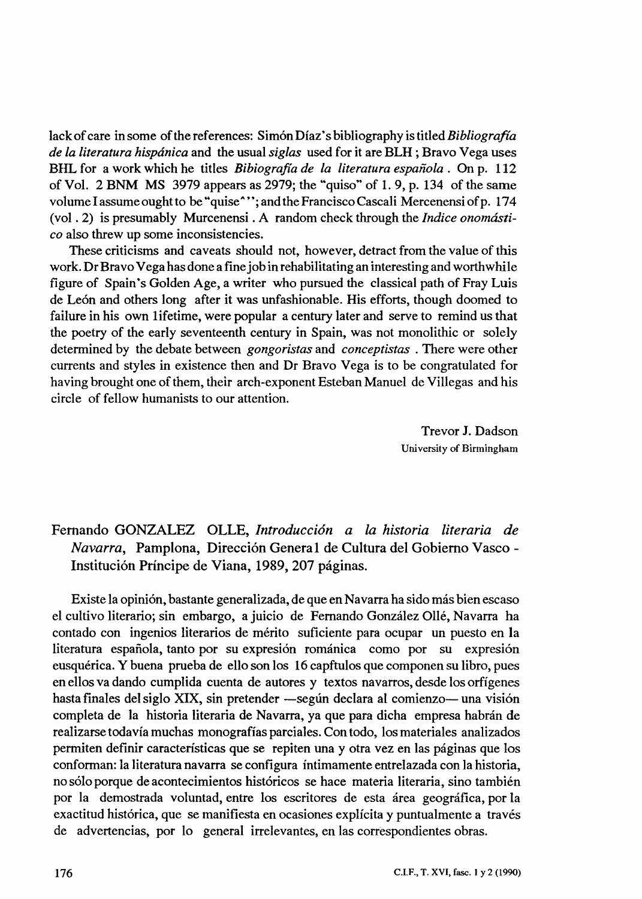lack of care in some of the references: Simón Díaz's bibliography is titled *Bibliografía de la literatura hispánica* and the usual *siglas* used for it are BLH ; Bravo Vega uses BHL for a work which he titles *Bibiografía de la literatura española* . On p. 112 of Vol. 2 BNM MS 3979 appears as 2979; the "quiso" of 1. 9, p. 134 of the same volume I assume ought to be "quise^"; and the Francisco Cascali Mercenensi of p. 174 (vol . 2) is presumably Murcenensi . A random check through the *Indice onomástico* also threw up some inconsistencies.

These criticisms and caveats should not, however, detract from the value of this work. Dr Bravo Vega has done a fine job in rehabilitating an interesting and worthwhile figure of Spain's Golden Age, a writer who pursued the classical path of Fray Luis de León and others long after it was unfashionable. His efforts, though doomed to failure in his own lifetime, were popular a century later and serve to remind us that the poetry of the early seventeenth century in Spain, was not monolithic or solely determined by the debate between *gongoristas* and *conceptistas* . There were other currents and styles in existence then and Dr Bravo Vega is to be congratulated for having brought one of them, their arch-exponent Esteban Manuel de Villegas and his circle of fellow humanists to our attention.

Trevor J. Dadson
University of Birmingham

## Fernando GONZALEZ OLLE, *Introducción a la historia literaria de Navarra*, Pamplona, Dirección General de Cultura del Gobierno Vasco - Institución Príncipe de Viana, 1989, 207 páginas.

Existe la opinión, bastante generalizada, de que en Navarra ha sido más bien escaso el cultivo literario; sin embargo, a juicio de Fernando González Ollé, Navarra ha contado con ingenios literarios de mérito suficiente para ocupar un puesto en la literatura española, tanto por su expresión románica como por su expresión eusquérica. Y buena prueba de ello son los 16 capítulos que componen su libro, pues en ellos va dando cumplida cuenta de autores y textos navarros, desde los orígenes hasta finales del siglo XIX, sin pretender —según declara al comienzo— una visión completa de la historia literaria de Navarra, ya que para dicha empresa habrán de realizarse todavía muchas monografías parciales. Con todo, los materiales analizados permiten definir características que se repiten una y otra vez en las páginas que los conforman: la literatura navarra se configura íntimamente entrelazada con la historia, no sólo porque de acontecimientos históricos se hace materia literaria, sino también por la demostrada voluntad, entre los escritores de esta área geográfica, por la exactitud histórica, que se manifiesta en ocasiones explícita y puntualmente a través de advertencias, por lo general irrelevantes, en las correspondientes obras.